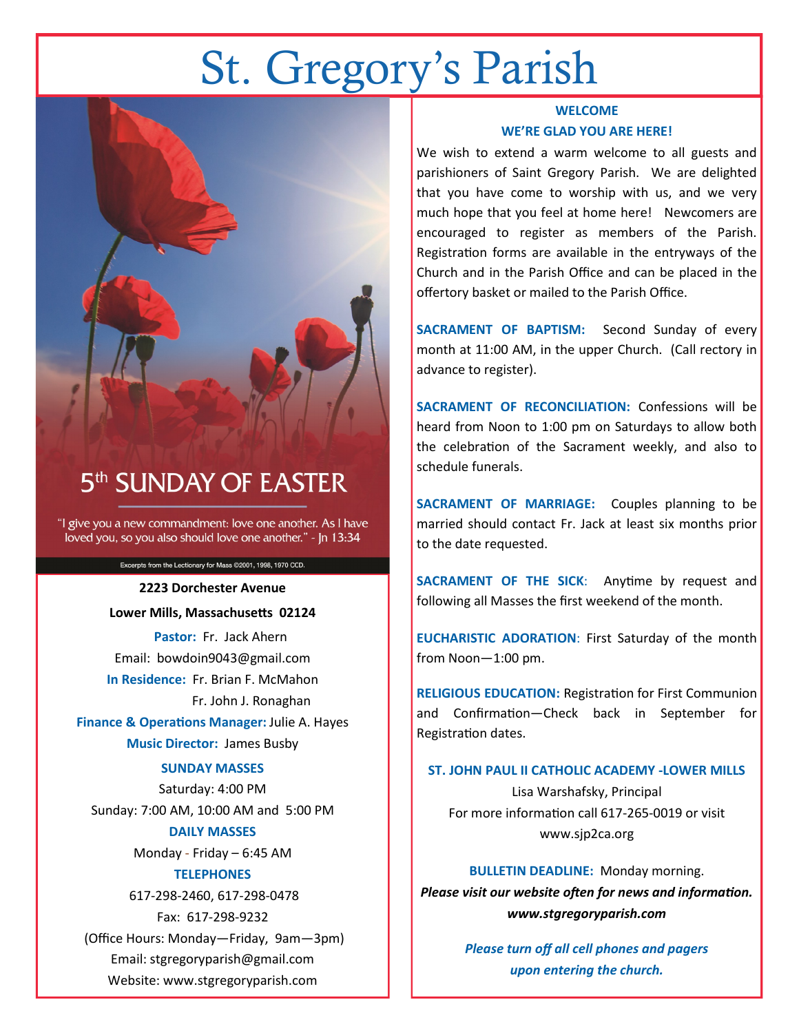# St. Gregory's Parish

## 5th SUNDAY OF EASTER

"I give you a new commandment: love one another. As I have loved you, so you also should love one another." - Jn 13:34

Excerpts from the Lectionary for Mass ©2001, 1998, 1970 CCD.

**2223 Dorchester Avenue**

**Lower Mills, Massachusetts 02124**

**Pastor:** Fr. Jack Ahern

Email: bowdoin9043@gmail.com

**In Residence:** Fr. Brian F. McMahon

Fr. John J. Ronaghan

**Finance & Operations Manager:** Julie A. Hayes

**Music Director:** James Busby

**SUNDAY MASSES**

Saturday: 4:00 PM

Sunday: 7:00 AM, 10:00 AM and 5:00 PM

**DAILY MASSES**

Monday - Friday – 6:45 AM

**TELEPHONES**

617-298-2460, 617-298-0478

Fax: 617-298-9232

(Office Hours: Monday—Friday, 9am—3pm)

Email: stgregoryparish@gmail.com

Website: www.stgregoryparish.com

**WELCOME**

**WE'RE GLAD YOU ARE HERE!**

We wish to extend a warm welcome to all guests and parishioners of Saint Gregory Parish. We are delighted that you have come to worship with us, and we very much hope that you feel at home here! Newcomers are encouraged to register as members of the Parish. Registration forms are available in the entryways of the Church and in the Parish Office and can be placed in the offertory basket or mailed to the Parish Office.

**SACRAMENT OF BAPTISM:** Second Sunday of every month at 11:00 AM, in the upper Church. (Call rectory in advance to register).

**SACRAMENT OF RECONCILIATION:** Confessions will be heard from Noon to 1:00 pm on Saturdays to allow both the celebration of the Sacrament weekly, and also to schedule funerals.

**SACRAMENT OF MARRIAGE:** Couples planning to be married should contact Fr. Jack at least six months prior to the date requested.

**SACRAMENT OF THE SICK**: Anytime by request and following all Masses the first weekend of the month.

**EUCHARISTIC ADORATION**: First Saturday of the month from Noon—1:00 pm.

**RELIGIOUS EDUCATION:** Registration for First Communion and Confirmation—Check back in September for Registration dates.

**ST. JOHN PAUL II CATHOLIC ACADEMY -LOWER MILLS**

Lisa Warshafsky, Principal

For more information call 617-265-0019 or visit www.sjp2ca.org

**BULLETIN DEADLINE:** Monday morning.

***Please visit our website often for news and information.***

***www.stgregoryparish.com***

***Please turn off all cell phones and pagers upon entering the church.***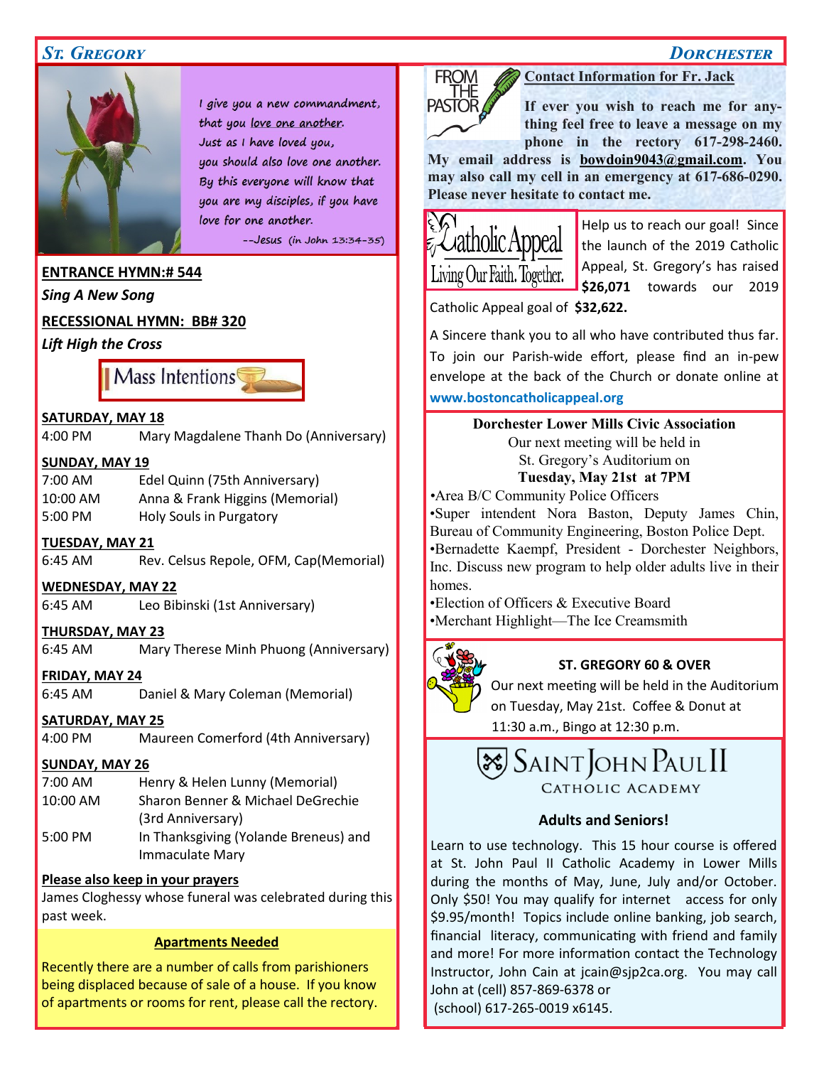*I give you a new commandment, that you love one another. Just as I have loved you, you should also love one another. By this everyone will know that you are my disciples, if you have love for one another.*

*--Jesus (in John 13:34-35)*

**ENTRANCE HYMN:# 544**

***Sing A New Song***

**RECESSIONAL HYMN: BB# 320**

***Lift High the Cross***

## Mass Intentions

**SATURDAY, MAY 18**

4:00 PM Mary Magdalene Thanh Do (Anniversary)

**SUNDAY, MAY 19**

7:00 AM Edel Quinn (75th Anniversary)
10:00 AM Anna & Frank Higgins (Memorial)
5:00 PM Holy Souls in Purgatory

**TUESDAY, MAY 21**

6:45 AM Rev. Celsus Repole, OFM, Cap(Memorial)

**WEDNESDAY, MAY 22**

6:45 AM Leo Bibinski (1st Anniversary)

**THURSDAY, MAY 23**

6:45 AM Mary Therese Minh Phuong (Anniversary)

**FRIDAY, MAY 24**

6:45 AM Daniel & Mary Coleman (Memorial)

**SATURDAY, MAY 25**

4:00 PM Maureen Comerford (4th Anniversary)

**SUNDAY, MAY 26**

7:00 AM Henry & Helen Lunny (Memorial)
10:00 AM Sharon Benner & Michael DeGrechie (3rd Anniversary)
5:00 PM In Thanksgiving (Yolande Breneus) and Immaculate Mary

**Please also keep in your prayers**

James Cloghessy whose funeral was celebrated during this past week.

**Apartments Needed**

Recently there are a number of calls from parishioners being displaced because of sale of a house. If you know of apartments or rooms for rent, please call the rectory.

## FROM THE PASTOR

**Contact Information for Fr. Jack**

**If ever you wish to reach me for anything feel free to leave a message on my phone in the rectory 617-298-2460. My email address is bowdoin9043@gmail.com. You may also call my cell in an emergency at 617-686-0290. Please never hesitate to contact me.**

## Catholic Appeal — Living Our Faith. Together.

Help us to reach our goal! Since the launch of the 2019 Catholic Appeal, St. Gregory's has raised **$26,071** towards our 2019 Catholic Appeal goal of **$32,622.**

A Sincere thank you to all who have contributed thus far. To join our Parish-wide effort, please find an in-pew envelope at the back of the Church or donate online at **www.bostoncatholicappeal.org**

**Dorchester Lower Mills Civic Association**

Our next meeting will be held in St. Gregory's Auditorium on **Tuesday, May 21st at 7PM**

- Area B/C Community Police Officers
- Super intendent Nora Baston, Deputy James Chin, Bureau of Community Engineering, Boston Police Dept.
- Bernadette Kaempf, President - Dorchester Neighbors, Inc. Discuss new program to help older adults live in their homes.
- Election of Officers & Executive Board
- Merchant Highlight—The Ice Creamsmith

**ST. GREGORY 60 & OVER**

Our next meeting will be held in the Auditorium on Tuesday, May 21st. Coffee & Donut at 11:30 a.m., Bingo at 12:30 p.m.

## Saint John Paul II Catholic Academy

**Adults and Seniors!**

Learn to use technology. This 15 hour course is offered at St. John Paul II Catholic Academy in Lower Mills during the months of May, June, July and/or October. Only $50! You may qualify for internet access for only $9.95/month! Topics include online banking, job search, financial literacy, communicating with friend and family and more! For more information contact the Technology Instructor, John Cain at jcain@sjp2ca.org. You may call John at (cell) 857-869-6378 or (school) 617-265-0019 x6145.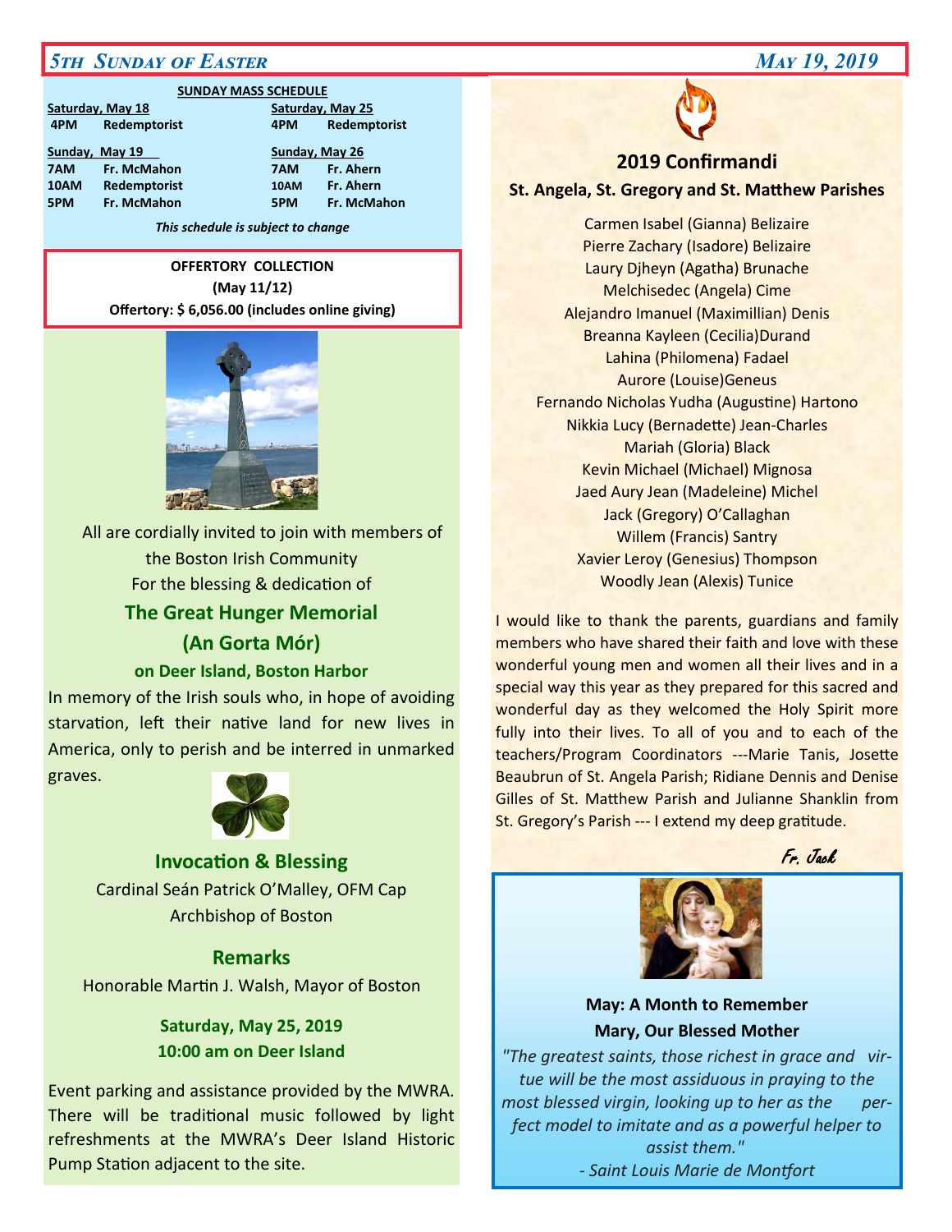# 5TH SUNDAY OF EASTER — MAY 19, 2019

**SUNDAY MASS SCHEDULE**

| | | | |
|---|---|---|---|
| **Saturday, May 18** | | **Saturday, May 25** | |
| **4PM** | **Redemptorist** | **4PM** | **Redemptorist** |
| **Sunday, May 19** | | **Sunday, May 26** | |
| **7AM** | **Fr. McMahon** | **7AM** | **Fr. Ahern** |
| **10AM** | **Redemptorist** | **10AM** | **Fr. Ahern** |
| **5PM** | **Fr. McMahon** | **5PM** | **Fr. McMahon** |

*This schedule is subject to change*

**OFFERTORY COLLECTION**
**(May 11/12)**
**Offertory: $ 6,056.00 (includes online giving)**

All are cordially invited to join with members of the Boston Irish Community For the blessing & dedication of

## The Great Hunger Memorial
## (An Gorta Mór)

**on Deer Island, Boston Harbor**

In memory of the Irish souls who, in hope of avoiding starvation, left their native land for new lives in America, only to perish and be interred in unmarked graves.

### Invocation & Blessing

Cardinal Seán Patrick O'Malley, OFM Cap
Archbishop of Boston

### Remarks

Honorable Martin J. Walsh, Mayor of Boston

**Saturday, May 25, 2019**
**10:00 am on Deer Island**

Event parking and assistance provided by the MWRA. There will be traditional music followed by light refreshments at the MWRA's Deer Island Historic Pump Station adjacent to the site.

## 2019 Confirmandi

**St. Angela, St. Gregory and St. Matthew Parishes**

Carmen Isabel (Gianna) Belizaire
Pierre Zachary (Isadore) Belizaire
Laury Djheyn (Agatha) Brunache
Melchisedec (Angela) Cime
Alejandro Imanuel (Maximillian) Denis
Breanna Kayleen (Cecilia)Durand
Lahina (Philomena) Fadael
Aurore (Louise)Geneus
Fernando Nicholas Yudha (Augustine) Hartono
Nikkia Lucy (Bernadette) Jean-Charles
Mariah (Gloria) Black
Kevin Michael (Michael) Mignosa
Jaed Aury Jean (Madeleine) Michel
Jack (Gregory) O'Callaghan
Willem (Francis) Santry
Xavier Leroy (Genesius) Thompson
Woodly Jean (Alexis) Tunice

I would like to thank the parents, guardians and family members who have shared their faith and love with these wonderful young men and women all their lives and in a special way this year as they prepared for this sacred and wonderful day as they welcomed the Holy Spirit more fully into their lives. To all of you and to each of the teachers/Program Coordinators ---Marie Tanis, Josette Beaubrun of St. Angela Parish; Ridiane Dennis and Denise Gilles of St. Matthew Parish and Julianne Shanklin from St. Gregory's Parish --- I extend my deep gratitude.

*Fr. Jack*

**May: A Month to Remember**
**Mary, Our Blessed Mother**

*"The greatest saints, those richest in grace and virtue will be the most assiduous in praying to the most blessed virgin, looking up to her as the perfect model to imitate and as a powerful helper to assist them."*
*- Saint Louis Marie de Montfort*